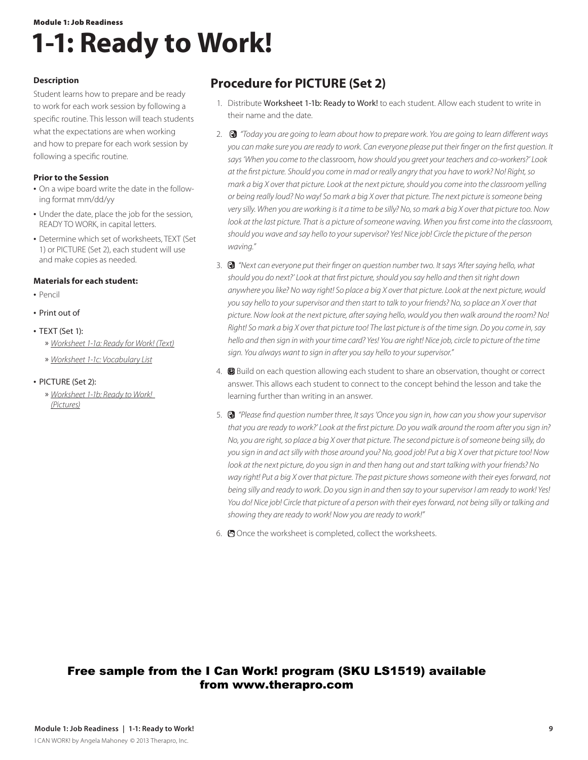Module 1: Job Readiness

# 1-1: Ready to Work!

### Description

Student learns how to prepare and be ready to work for each work session by following a specific routine. This lesson will teach students what the expectations are when working and how to prepare for each work session by following a specific routine.

### Prior to the Session

- On a wipe board write the date in the following format mm/dd/yy
- Under the date, place the job for the session, READY TO WORK, in capital letters.
- Determine which set of worksheets, TEXT (Set 1) or PICTURE (Set 2), each student will use and make copies as needed.

### Materials for each student:

- Pencil
- Print out of
- TEXT (Set 1):
  - » *Worksheet 1-1a: Ready for Work! (Text)*
  - » *Worksheet 1-1c: Vocabulary List*
- PICTURE (Set 2):
  - » *Worksheet 1-1b: Ready to Work! (Pictures)*

## Procedure for PICTURE (Set 2)

1. Distribute Worksheet 1-1b: Ready to Work! to each student. Allow each student to write in their name and the date.
2. *"Today you are going to learn about how to prepare work. You are going to learn different ways you can make sure you are ready to work. Can everyone please put their finger on the first question. It says 'When you come to the* classroom, *how should you greet your teachers and co-workers?' Look at the first picture. Should you come in mad or really angry that you have to work? No! Right, so mark a big X over that picture. Look at the next picture, should you come into the classroom yelling or being really loud? No way! So mark a big X over that picture. The next picture is someone being very silly. When you are working is it a time to be silly? No, so mark a big X over that picture too. Now look at the last picture. That is a picture of someone waving. When you first come into the classroom, should you wave and say hello to your supervisor? Yes! Nice job! Circle the picture of the person waving."*
3. *"Next can everyone put their finger on question number two. It says 'After saying hello, what should you do next?' Look at that first picture, should you say hello and then sit right down anywhere you like? No way right! So place a big X over that picture. Look at the next picture, would you say hello to your supervisor and then start to talk to your friends? No, so place an X over that picture. Now look at the next picture, after saying hello, would you then walk around the room? No! Right! So mark a big X over that picture too! The last picture is of the time sign. Do you come in, say hello and then sign in with your time card? Yes! You are right! Nice job, circle to picture of the time sign. You always want to sign in after you say hello to your supervisor."*
4. Build on each question allowing each student to share an observation, thought or correct answer. This allows each student to connect to the concept behind the lesson and take the learning further than writing in an answer.
5. *"Please find question number three, It says 'Once you sign in, how can you show your supervisor that you are ready to work?' Look at the first picture. Do you walk around the room after you sign in? No, you are right, so place a big X over that picture. The second picture is of someone being silly, do you sign in and act silly with those around you? No, good job! Put a big X over that picture too! Now look at the next picture, do you sign in and then hang out and start talking with your friends? No way right! Put a big X over that picture. The past picture shows someone with their eyes forward, not being silly and ready to work. Do you sign in and then say to your supervisor I am ready to work! Yes! You do! Nice job! Circle that picture of a person with their eyes forward, not being silly or talking and showing they are ready to work! Now you are ready to work!"*
6. Once the worksheet is completed, collect the worksheets.

**Free sample from the I Can Work! program (SKU LS1519) available from www.therapro.com**

I CAN WORK! by Angela Mahoney © 2013 Therapro, Inc.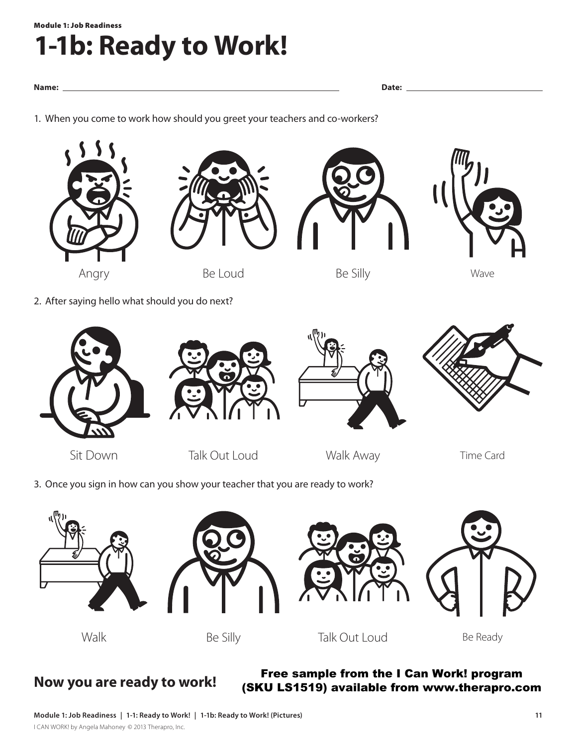Module 1: Job Readiness

# 1-1b: Ready to Work!

**Name:** ______________________________ **Date:** ____________________

1. When you come to work how should you greet your teachers and co-workers?

Angry

Be Loud

Be Silly

Wave

2. After saying hello what should you do next?

Sit Down

Talk Out Loud

Walk Away

Time Card

3. Once you sign in how can you show your teacher that you are ready to work?

Walk

Be Silly

Talk Out Loud

Be Ready

**Now you are ready to work!**

**Free sample from the I Can Work! program (SKU LS1519) available from www.therapro.com**

**Module 1: Job Readiness | 1-1: Ready to Work! | 1-1b: Ready to Work! (Pictures)**

I CAN WORK! by Angela Mahoney © 2013 Therapro, Inc.